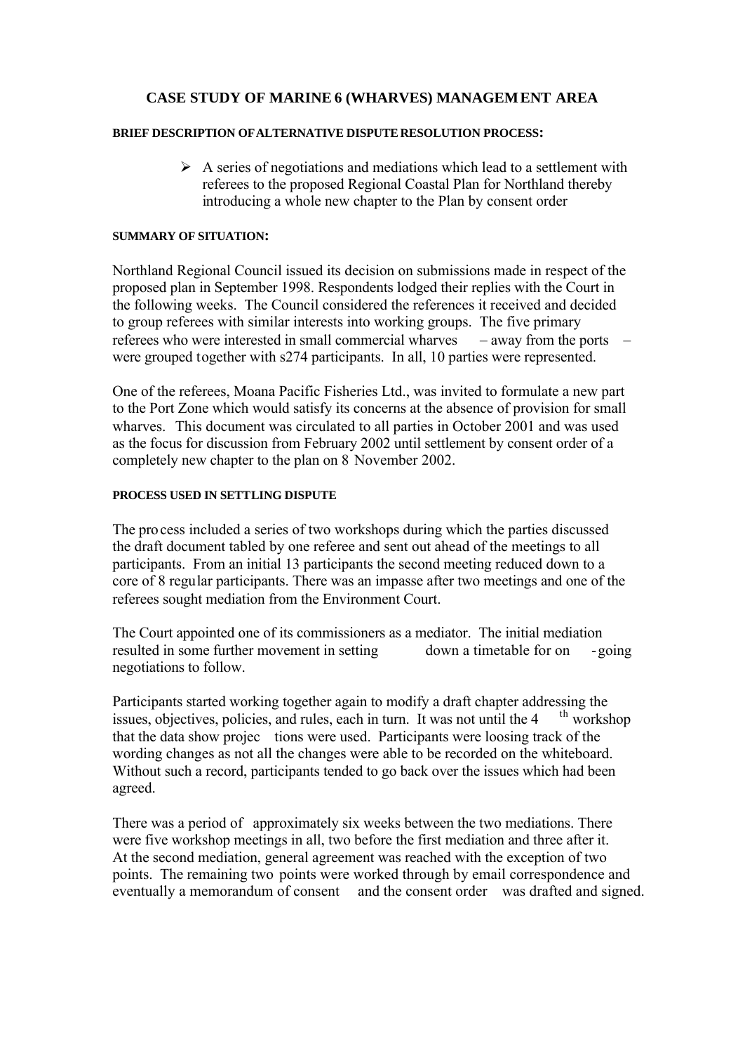# CASE STUDY OF MARINE 6 (WHARVES) MANAGEMENT AREA

#### BRIEF DESCRIPTION OF ALTERNATIVE DISPUTE RESOLUTION PROCESS:

- A series of negotiations and mediations which lead to a settlement with referees to the proposed Regional Coastal Plan for Northland thereby introducing a whole new chapter to the Plan by consent order

#### SUMMARY OF SITUATION:

Northland Regional Council issued its decision on submissions made in respect of the proposed plan in September 1998. Respondents lodged their replies with the Court in the following weeks. The Council considered the references it received and decided to group referees with similar interests into working groups. The five primary referees who were interested in small commercial wharves – away from the ports – were grouped together with s274 participants. In all, 10 parties were represented.

One of the referees, Moana Pacific Fisheries Ltd., was invited to formulate a new part to the Port Zone which would satisfy its concerns at the absence of provision for small wharves. This document was circulated to all parties in October 2001 and was used as the focus for discussion from February 2002 until settlement by consent order of a completely new chapter to the plan on 8 November 2002.

#### PROCESS USED IN SETTLING DISPUTE

The process included a series of two workshops during which the parties discussed the draft document tabled by one referee and sent out ahead of the meetings to all participants. From an initial 13 participants the second meeting reduced down to a core of 8 regular participants. There was an impasse after two meetings and one of the referees sought mediation from the Environment Court.

The Court appointed one of its commissioners as a mediator. The initial mediation resulted in some further movement in setting down a timetable for on-going negotiations to follow.

Participants started working together again to modify a draft chapter addressing the issues, objectives, policies, and rules, each in turn. It was not until the 4th workshop that the data show projections were used. Participants were loosing track of the wording changes as not all the changes were able to be recorded on the whiteboard. Without such a record, participants tended to go back over the issues which had been agreed.

There was a period of approximately six weeks between the two mediations. There were five workshop meetings in all, two before the first mediation and three after it. At the second mediation, general agreement was reached with the exception of two points. The remaining two points were worked through by email correspondence and eventually a memorandum of consent and the consent order was drafted and signed.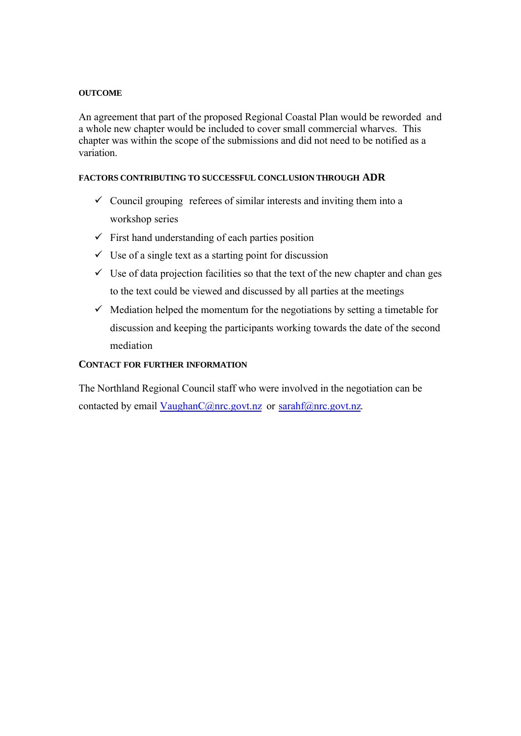#### OUTCOME

An agreement that part of the proposed Regional Coastal Plan would be reworded and a whole new chapter would be included to cover small commercial wharves. This chapter was within the scope of the submissions and did not need to be notified as a variation.

#### FACTORS CONTRIBUTING TO SUCCESSFUL CONCLUSION THROUGH ADR

- ✓ Council grouping referees of similar interests and inviting them into a workshop series
- ✓ First hand understanding of each parties position
- ✓ Use of a single text as a starting point for discussion
- ✓ Use of data projection facilities so that the text of the new chapter and chan ges to the text could be viewed and discussed by all parties at the meetings
- ✓ Mediation helped the momentum for the negotiations by setting a timetable for discussion and keeping the participants working towards the date of the second mediation

#### CONTACT FOR FURTHER INFORMATION

The Northland Regional Council staff who were involved in the negotiation can be contacted by email VaughanC@nrc.govt.nz or sarahf@nrc.govt.nz.